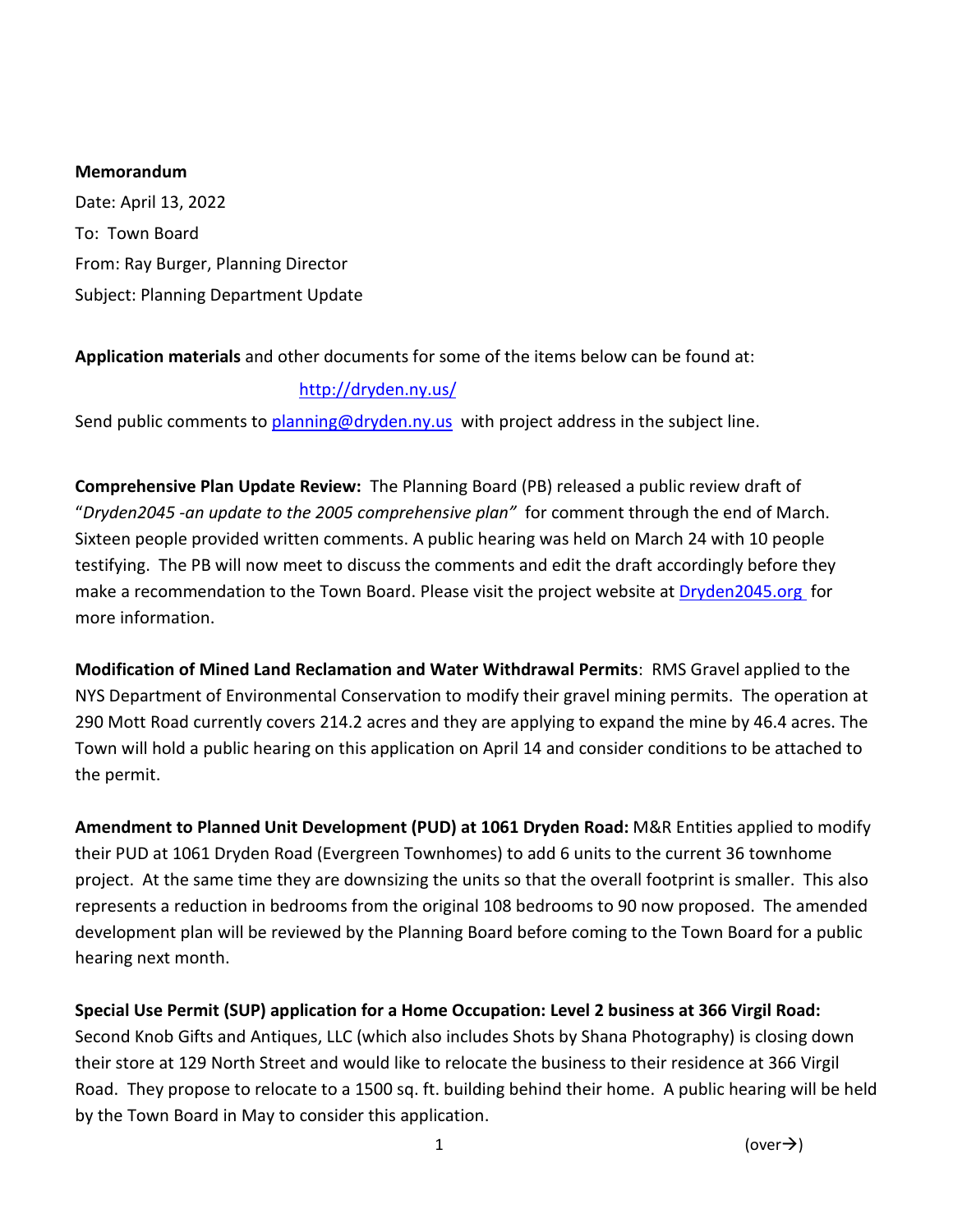**Memorandum**

Date: April 13, 2022

To: Town Board

From: Ray Burger, Planning Director

Subject: Planning Department Update

**Application materials** and other documents for some of the items below can be found at:

http://dryden.ny.us/

Send public comments to planning@dryden.ny.us with project address in the subject line.

**Comprehensive Plan Update Review:** The Planning Board (PB) released a public review draft of "*Dryden2045 -an update to the 2005 comprehensive plan"* for comment through the end of March. Sixteen people provided written comments. A public hearing was held on March 24 with 10 people testifying. The PB will now meet to discuss the comments and edit the draft accordingly before they make a recommendation to the Town Board. Please visit the project website at Dryden2045.org for more information.

**Modification of Mined Land Reclamation and Water Withdrawal Permits**: RMS Gravel applied to the NYS Department of Environmental Conservation to modify their gravel mining permits. The operation at 290 Mott Road currently covers 214.2 acres and they are applying to expand the mine by 46.4 acres. The Town will hold a public hearing on this application on April 14 and consider conditions to be attached to the permit.

**Amendment to Planned Unit Development (PUD) at 1061 Dryden Road:** M&R Entities applied to modify their PUD at 1061 Dryden Road (Evergreen Townhomes) to add 6 units to the current 36 townhome project. At the same time they are downsizing the units so that the overall footprint is smaller. This also represents a reduction in bedrooms from the original 108 bedrooms to 90 now proposed. The amended development plan will be reviewed by the Planning Board before coming to the Town Board for a public hearing next month.

**Special Use Permit (SUP) application for a Home Occupation: Level 2 business at 366 Virgil Road:** Second Knob Gifts and Antiques, LLC (which also includes Shots by Shana Photography) is closing down their store at 129 North Street and would like to relocate the business to their residence at 366 Virgil Road. They propose to relocate to a 1500 sq. ft. building behind their home. A public hearing will be held by the Town Board in May to consider this application.

(over→)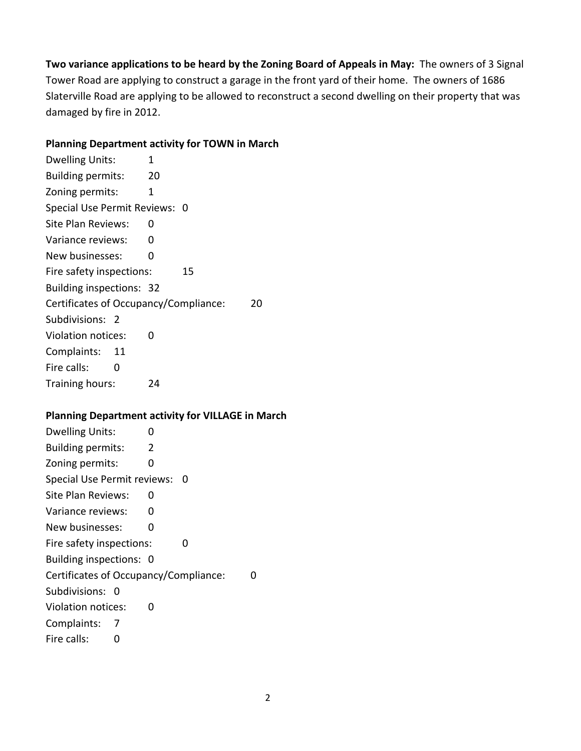**Two variance applications to be heard by the Zoning Board of Appeals in May:** The owners of 3 Signal Tower Road are applying to construct a garage in the front yard of their home. The owners of 1686 Slaterville Road are applying to be allowed to reconstruct a second dwelling on their property that was damaged by fire in 2012.

**Planning Department activity for TOWN in March**

Dwelling Units: 1
Building permits: 20
Zoning permits: 1
Special Use Permit Reviews: 0
Site Plan Reviews: 0
Variance reviews: 0
New businesses: 0
Fire safety inspections: 15
Building inspections: 32
Certificates of Occupancy/Compliance: 20
Subdivisions: 2
Violation notices: 0
Complaints: 11
Fire calls: 0
Training hours: 24

**Planning Department activity for VILLAGE in March**

Dwelling Units: 0
Building permits: 2
Zoning permits: 0
Special Use Permit reviews: 0
Site Plan Reviews: 0
Variance reviews: 0
New businesses: 0
Fire safety inspections: 0
Building inspections: 0
Certificates of Occupancy/Compliance: 0
Subdivisions: 0
Violation notices: 0
Complaints: 7
Fire calls: 0